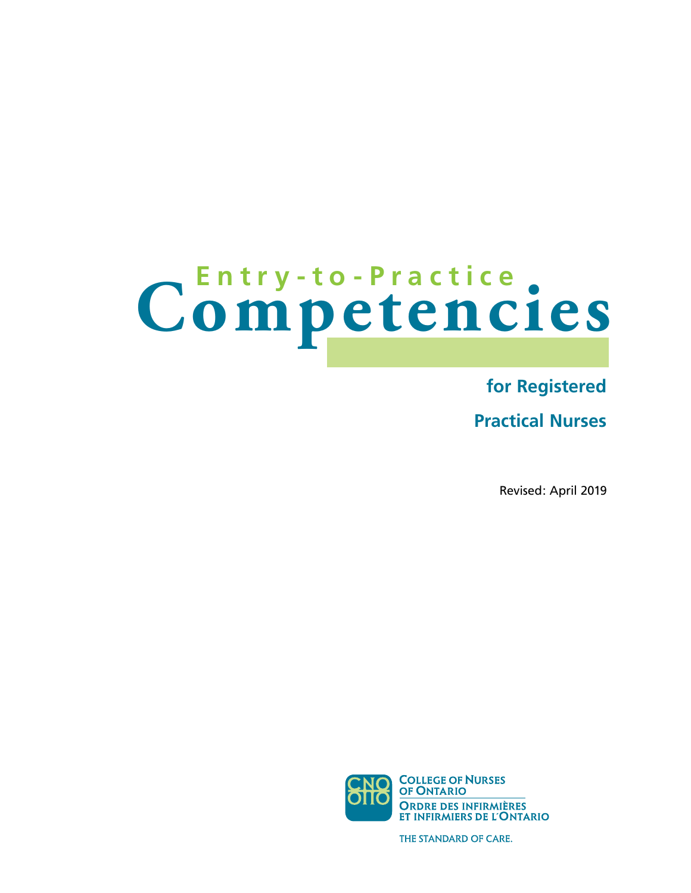# Entry-to-Practice Competencies

## for Registered Practical Nurses

Revised: April 2019

College of Nurses of Ontario

Ordre des infirmières et infirmiers de l'Ontario

THE STANDARD OF CARE.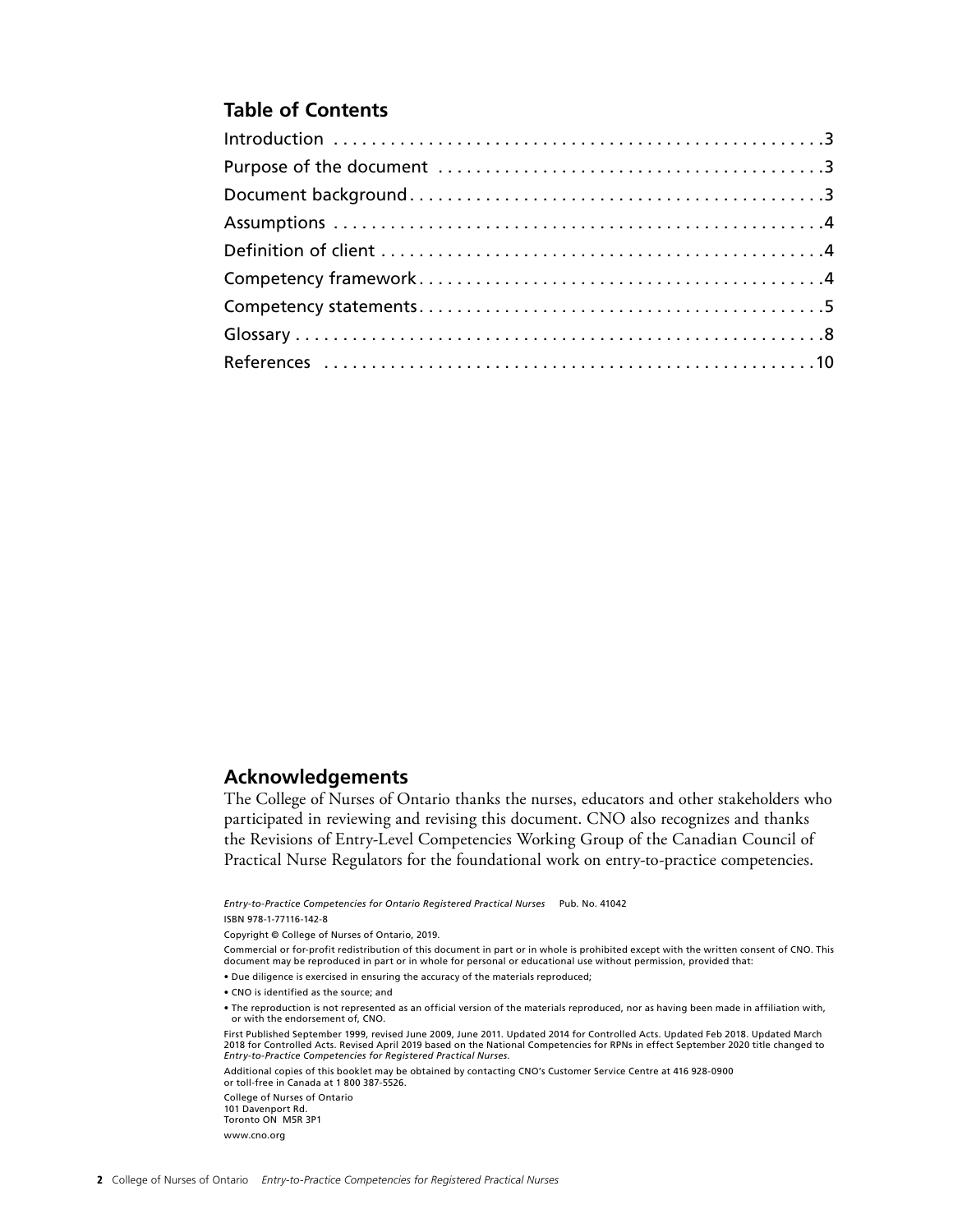## Table of Contents

| | |
|---|---|
| Introduction | 3 |
| Purpose of the document | 3 |
| Document background | 3 |
| Assumptions | 4 |
| Definition of client | 4 |
| Competency framework | 4 |
| Competency statements | 5 |
| Glossary | 8 |
| References | 10 |

## Acknowledgements

The College of Nurses of Ontario thanks the nurses, educators and other stakeholders who participated in reviewing and revising this document. CNO also recognizes and thanks the Revisions of Entry-Level Competencies Working Group of the Canadian Council of Practical Nurse Regulators for the foundational work on entry-to-practice competencies.

*Entry-to-Practice Competencies for Ontario Registered Practical Nurses* Pub. No. 41042

ISBN 978-1-77116-142-8

Copyright © College of Nurses of Ontario, 2019.

Commercial or for-profit redistribution of this document in part or in whole is prohibited except with the written consent of CNO. This document may be reproduced in part or in whole for personal or educational use without permission, provided that:

- Due diligence is exercised in ensuring the accuracy of the materials reproduced;
- CNO is identified as the source; and
- The reproduction is not represented as an official version of the materials reproduced, nor as having been made in affiliation with, or with the endorsement of, CNO.

First Published September 1999, revised June 2009, June 2011. Updated 2014 for Controlled Acts. Updated Feb 2018. Updated March 2018 for Controlled Acts. Revised April 2019 based on the National Competencies for RPNs in effect September 2020 title changed to *Entry-to-Practice Competencies for Registered Practical Nurses.*

Additional copies of this booklet may be obtained by contacting CNO's Customer Service Centre at 416 928-0900 or toll-free in Canada at 1 800 387-5526.

College of Nurses of Ontario
101 Davenport Rd.
Toronto ON M5R 3P1

www.cno.org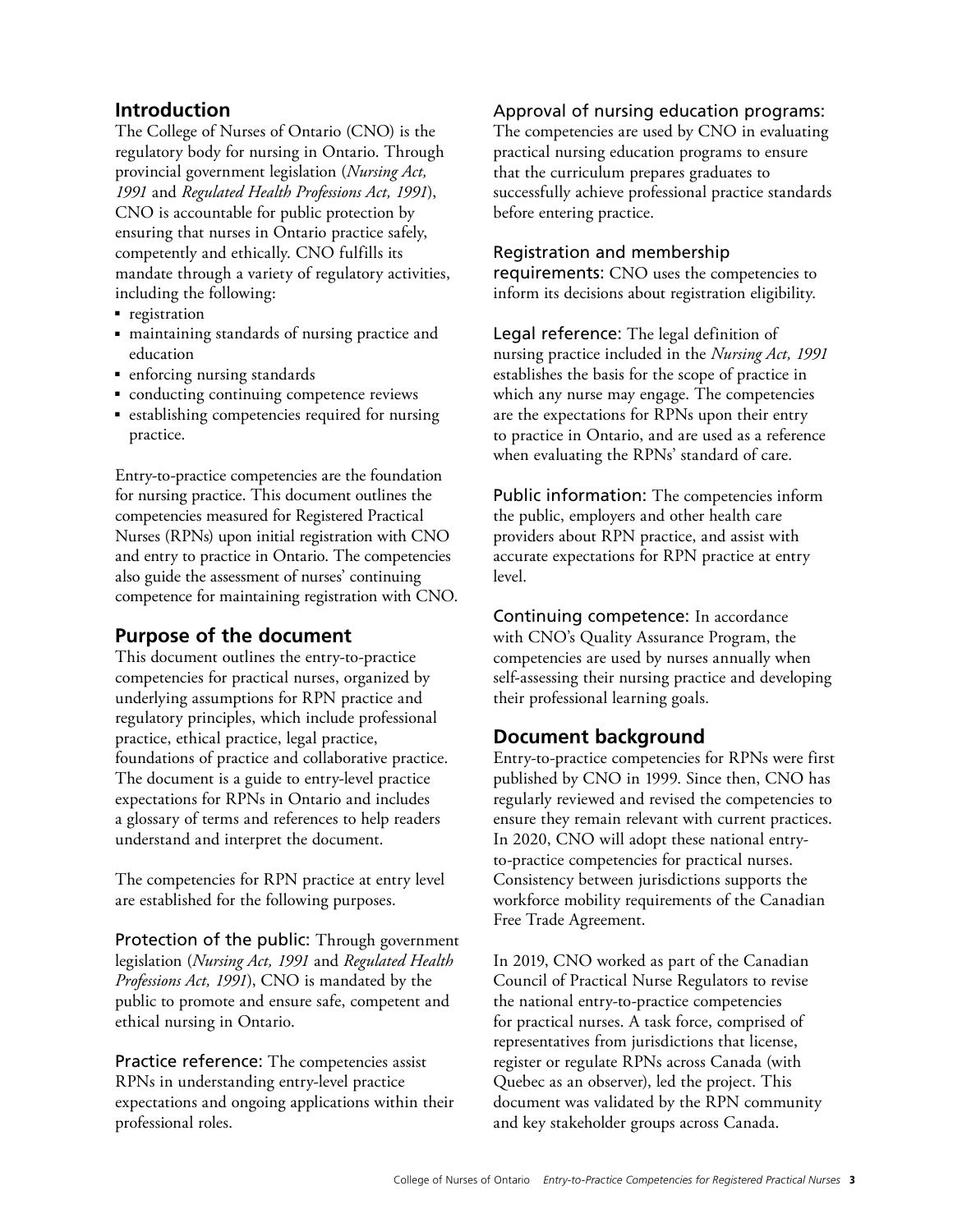## Introduction

The College of Nurses of Ontario (CNO) is the regulatory body for nursing in Ontario. Through provincial government legislation (*Nursing Act, 1991* and *Regulated Health Professions Act, 1991*), CNO is accountable for public protection by ensuring that nurses in Ontario practice safely, competently and ethically. CNO fulfills its mandate through a variety of regulatory activities, including the following:

- registration
- maintaining standards of nursing practice and education
- enforcing nursing standards
- conducting continuing competence reviews
- establishing competencies required for nursing practice.

Entry-to-practice competencies are the foundation for nursing practice. This document outlines the competencies measured for Registered Practical Nurses (RPNs) upon initial registration with CNO and entry to practice in Ontario. The competencies also guide the assessment of nurses' continuing competence for maintaining registration with CNO.

## Purpose of the document

This document outlines the entry-to-practice competencies for practical nurses, organized by underlying assumptions for RPN practice and regulatory principles, which include professional practice, ethical practice, legal practice, foundations of practice and collaborative practice. The document is a guide to entry-level practice expectations for RPNs in Ontario and includes a glossary of terms and references to help readers understand and interpret the document.

The competencies for RPN practice at entry level are established for the following purposes.

Protection of the public: Through government legislation (*Nursing Act, 1991* and *Regulated Health Professions Act, 1991*), CNO is mandated by the public to promote and ensure safe, competent and ethical nursing in Ontario.

Practice reference: The competencies assist RPNs in understanding entry-level practice expectations and ongoing applications within their professional roles.

Approval of nursing education programs: The competencies are used by CNO in evaluating practical nursing education programs to ensure that the curriculum prepares graduates to successfully achieve professional practice standards before entering practice.

Registration and membership requirements: CNO uses the competencies to inform its decisions about registration eligibility.

Legal reference: The legal definition of nursing practice included in the *Nursing Act, 1991* establishes the basis for the scope of practice in which any nurse may engage. The competencies are the expectations for RPNs upon their entry to practice in Ontario, and are used as a reference when evaluating the RPNs' standard of care.

Public information: The competencies inform the public, employers and other health care providers about RPN practice, and assist with accurate expectations for RPN practice at entry level.

Continuing competence: In accordance with CNO's Quality Assurance Program, the competencies are used by nurses annually when self-assessing their nursing practice and developing their professional learning goals.

## Document background

Entry-to-practice competencies for RPNs were first published by CNO in 1999. Since then, CNO has regularly reviewed and revised the competencies to ensure they remain relevant with current practices. In 2020, CNO will adopt these national entry-to-practice competencies for practical nurses. Consistency between jurisdictions supports the workforce mobility requirements of the Canadian Free Trade Agreement.

In 2019, CNO worked as part of the Canadian Council of Practical Nurse Regulators to revise the national entry-to-practice competencies for practical nurses. A task force, comprised of representatives from jurisdictions that license, register or regulate RPNs across Canada (with Quebec as an observer), led the project. This document was validated by the RPN community and key stakeholder groups across Canada.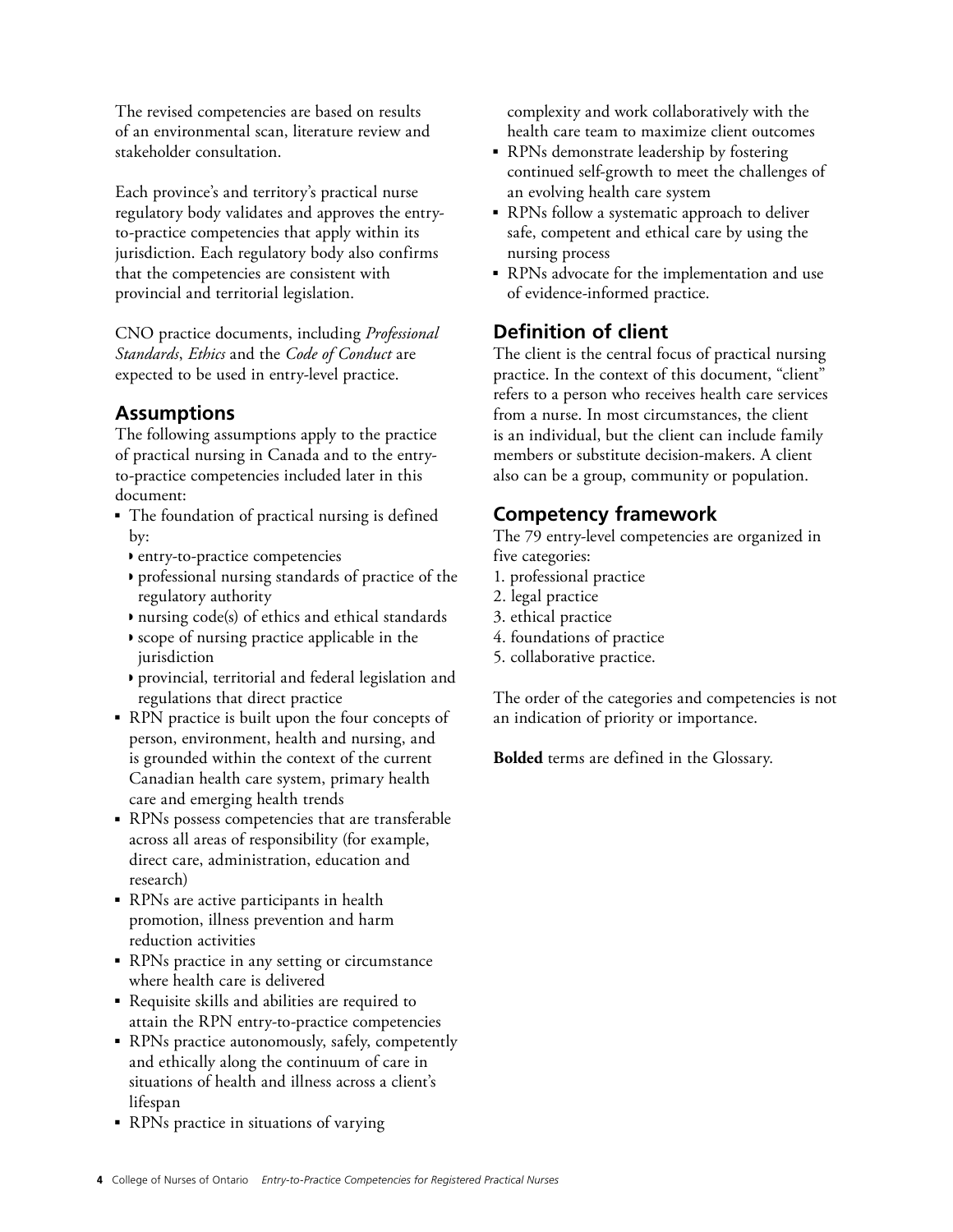The revised competencies are based on results of an environmental scan, literature review and stakeholder consultation.

Each province's and territory's practical nurse regulatory body validates and approves the entry-to-practice competencies that apply within its jurisdiction. Each regulatory body also confirms that the competencies are consistent with provincial and territorial legislation.

CNO practice documents, including *Professional Standards*, *Ethics* and the *Code of Conduct* are expected to be used in entry-level practice.

## Assumptions

The following assumptions apply to the practice of practical nursing in Canada and to the entry-to-practice competencies included later in this document:

- The foundation of practical nursing is defined by:
  - entry-to-practice competencies
  - professional nursing standards of practice of the regulatory authority
  - nursing code(s) of ethics and ethical standards
  - scope of nursing practice applicable in the jurisdiction
  - provincial, territorial and federal legislation and regulations that direct practice
- RPN practice is built upon the four concepts of person, environment, health and nursing, and is grounded within the context of the current Canadian health care system, primary health care and emerging health trends
- RPNs possess competencies that are transferable across all areas of responsibility (for example, direct care, administration, education and research)
- RPNs are active participants in health promotion, illness prevention and harm reduction activities
- RPNs practice in any setting or circumstance where health care is delivered
- Requisite skills and abilities are required to attain the RPN entry-to-practice competencies
- RPNs practice autonomously, safely, competently and ethically along the continuum of care in situations of health and illness across a client's lifespan
- RPNs practice in situations of varying complexity and work collaboratively with the health care team to maximize client outcomes
- RPNs demonstrate leadership by fostering continued self-growth to meet the challenges of an evolving health care system
- RPNs follow a systematic approach to deliver safe, competent and ethical care by using the nursing process
- RPNs advocate for the implementation and use of evidence-informed practice.

## Definition of client

The client is the central focus of practical nursing practice. In the context of this document, "client" refers to a person who receives health care services from a nurse. In most circumstances, the client is an individual, but the client can include family members or substitute decision-makers. A client also can be a group, community or population.

## Competency framework

The 79 entry-level competencies are organized in five categories:

1. professional practice
2. legal practice
3. ethical practice
4. foundations of practice
5. collaborative practice.

The order of the categories and competencies is not an indication of priority or importance.

**Bolded** terms are defined in the Glossary.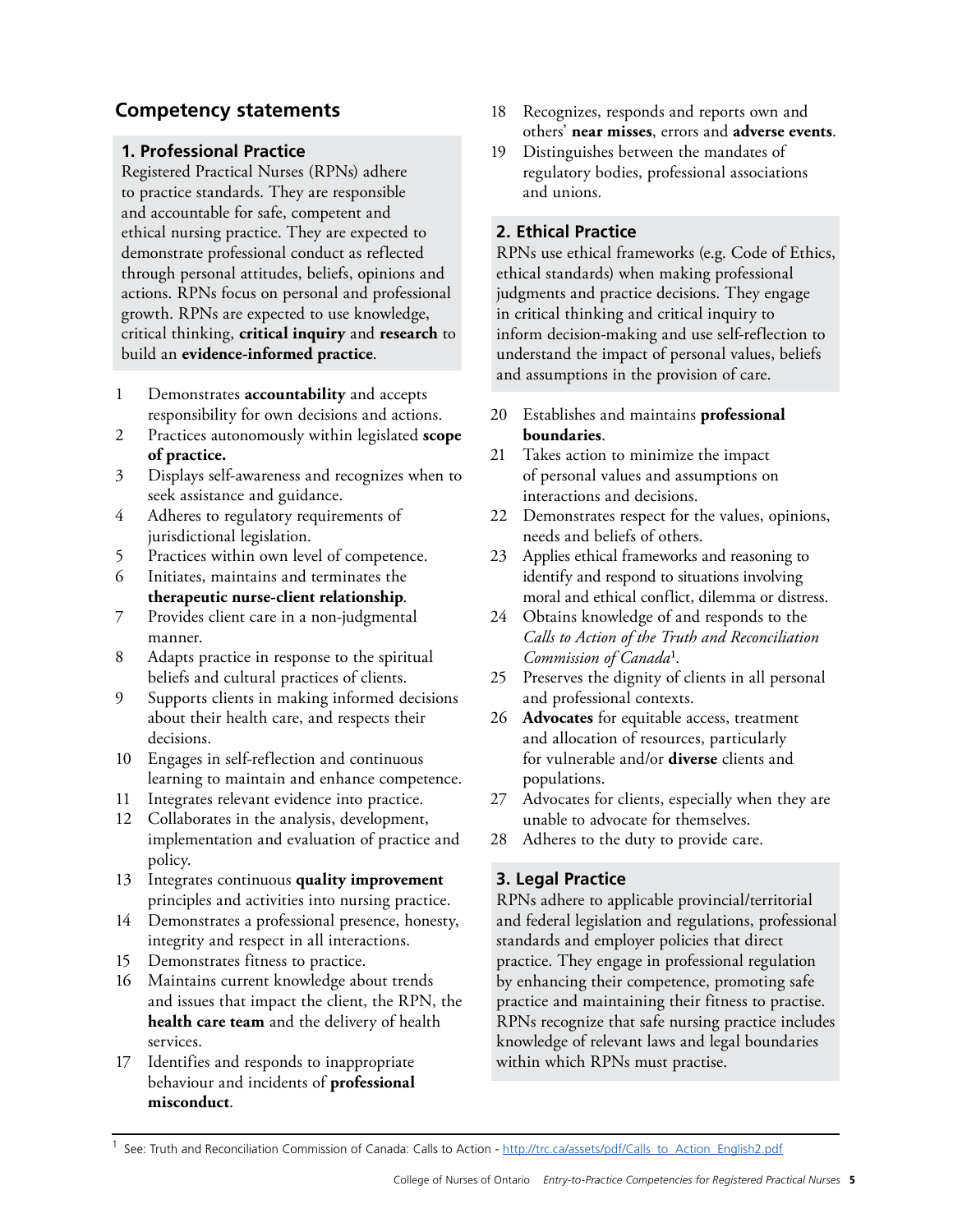## Competency statements

### 1. Professional Practice

Registered Practical Nurses (RPNs) adhere to practice standards. They are responsible and accountable for safe, competent and ethical nursing practice. They are expected to demonstrate professional conduct as reflected through personal attitudes, beliefs, opinions and actions. RPNs focus on personal and professional growth. RPNs are expected to use knowledge, critical thinking, **critical inquiry** and **research** to build an **evidence-informed practice**.

1. Demonstrates **accountability** and accepts responsibility for own decisions and actions.
2. Practices autonomously within legislated **scope of practice.**
3. Displays self-awareness and recognizes when to seek assistance and guidance.
4. Adheres to regulatory requirements of jurisdictional legislation.
5. Practices within own level of competence.
6. Initiates, maintains and terminates the **therapeutic nurse-client relationship**.
7. Provides client care in a non-judgmental manner.
8. Adapts practice in response to the spiritual beliefs and cultural practices of clients.
9. Supports clients in making informed decisions about their health care, and respects their decisions.
10. Engages in self-reflection and continuous learning to maintain and enhance competence.
11. Integrates relevant evidence into practice.
12. Collaborates in the analysis, development, implementation and evaluation of practice and policy.
13. Integrates continuous **quality improvement** principles and activities into nursing practice.
14. Demonstrates a professional presence, honesty, integrity and respect in all interactions.
15. Demonstrates fitness to practice.
16. Maintains current knowledge about trends and issues that impact the client, the RPN, the **health care team** and the delivery of health services.
17. Identifies and responds to inappropriate behaviour and incidents of **professional misconduct**.
18. Recognizes, responds and reports own and others' **near misses**, errors and **adverse events**.
19. Distinguishes between the mandates of regulatory bodies, professional associations and unions.

### 2. Ethical Practice

RPNs use ethical frameworks (e.g. Code of Ethics, ethical standards) when making professional judgments and practice decisions. They engage in critical thinking and critical inquiry to inform decision-making and use self-reflection to understand the impact of personal values, beliefs and assumptions in the provision of care.

20. Establishes and maintains **professional boundaries**.
21. Takes action to minimize the impact of personal values and assumptions on interactions and decisions.
22. Demonstrates respect for the values, opinions, needs and beliefs of others.
23. Applies ethical frameworks and reasoning to identify and respond to situations involving moral and ethical conflict, dilemma or distress.
24. Obtains knowledge of and responds to the *Calls to Action of the Truth and Reconciliation Commission of Canada*[1].
25. Preserves the dignity of clients in all personal and professional contexts.
26. **Advocates** for equitable access, treatment and allocation of resources, particularly for vulnerable and/or **diverse** clients and populations.
27. Advocates for clients, especially when they are unable to advocate for themselves.
28. Adheres to the duty to provide care.

### 3. Legal Practice

RPNs adhere to applicable provincial/territorial and federal legislation and regulations, professional standards and employer policies that direct practice. They engage in professional regulation by enhancing their competence, promoting safe practice and maintaining their fitness to practise. RPNs recognize that safe nursing practice includes knowledge of relevant laws and legal boundaries within which RPNs must practise.

---

[1] See: Truth and Reconciliation Commission of Canada: Calls to Action - http://trc.ca/assets/pdf/Calls_to_Action_English2.pdf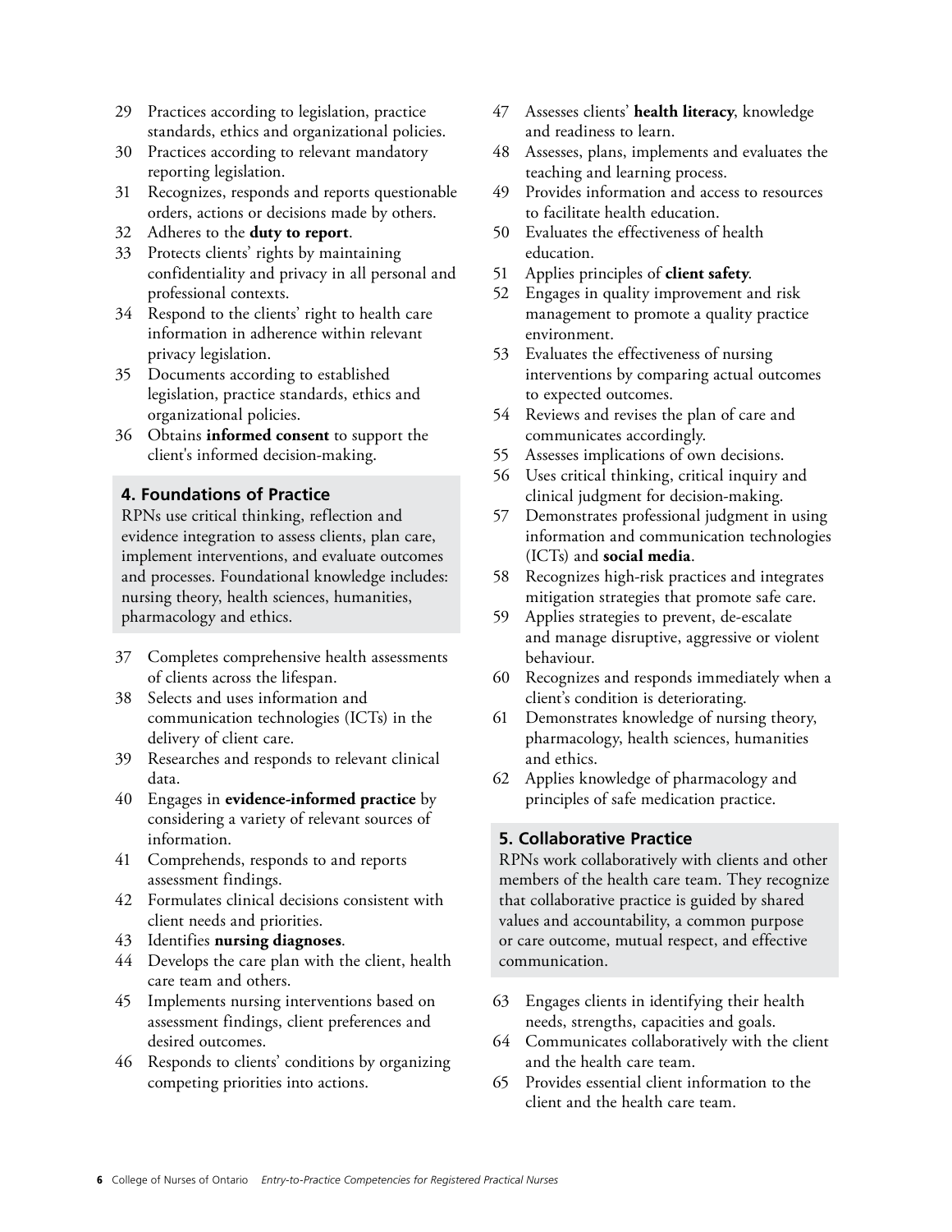29 Practices according to legislation, practice standards, ethics and organizational policies.
30 Practices according to relevant mandatory reporting legislation.
31 Recognizes, responds and reports questionable orders, actions or decisions made by others.
32 Adheres to the **duty to report**.
33 Protects clients' rights by maintaining confidentiality and privacy in all personal and professional contexts.
34 Respond to the clients' right to health care information in adherence within relevant privacy legislation.
35 Documents according to established legislation, practice standards, ethics and organizational policies.
36 Obtains **informed consent** to support the client's informed decision-making.

### 4. Foundations of Practice

RPNs use critical thinking, reflection and evidence integration to assess clients, plan care, implement interventions, and evaluate outcomes and processes. Foundational knowledge includes: nursing theory, health sciences, humanities, pharmacology and ethics.

37 Completes comprehensive health assessments of clients across the lifespan.
38 Selects and uses information and communication technologies (ICTs) in the delivery of client care.
39 Researches and responds to relevant clinical data.
40 Engages in **evidence-informed practice** by considering a variety of relevant sources of information.
41 Comprehends, responds to and reports assessment findings.
42 Formulates clinical decisions consistent with client needs and priorities.
43 Identifies **nursing diagnoses**.
44 Develops the care plan with the client, health care team and others.
45 Implements nursing interventions based on assessment findings, client preferences and desired outcomes.
46 Responds to clients' conditions by organizing competing priorities into actions.
47 Assesses clients' **health literacy**, knowledge and readiness to learn.
48 Assesses, plans, implements and evaluates the teaching and learning process.
49 Provides information and access to resources to facilitate health education.
50 Evaluates the effectiveness of health education.
51 Applies principles of **client safety**.
52 Engages in quality improvement and risk management to promote a quality practice environment.
53 Evaluates the effectiveness of nursing interventions by comparing actual outcomes to expected outcomes.
54 Reviews and revises the plan of care and communicates accordingly.
55 Assesses implications of own decisions.
56 Uses critical thinking, critical inquiry and clinical judgment for decision-making.
57 Demonstrates professional judgment in using information and communication technologies (ICTs) and **social media**.
58 Recognizes high-risk practices and integrates mitigation strategies that promote safe care.
59 Applies strategies to prevent, de-escalate and manage disruptive, aggressive or violent behaviour.
60 Recognizes and responds immediately when a client's condition is deteriorating.
61 Demonstrates knowledge of nursing theory, pharmacology, health sciences, humanities and ethics.
62 Applies knowledge of pharmacology and principles of safe medication practice.

### 5. Collaborative Practice

RPNs work collaboratively with clients and other members of the health care team. They recognize that collaborative practice is guided by shared values and accountability, a common purpose or care outcome, mutual respect, and effective communication.

63 Engages clients in identifying their health needs, strengths, capacities and goals.
64 Communicates collaboratively with the client and the health care team.
65 Provides essential client information to the client and the health care team.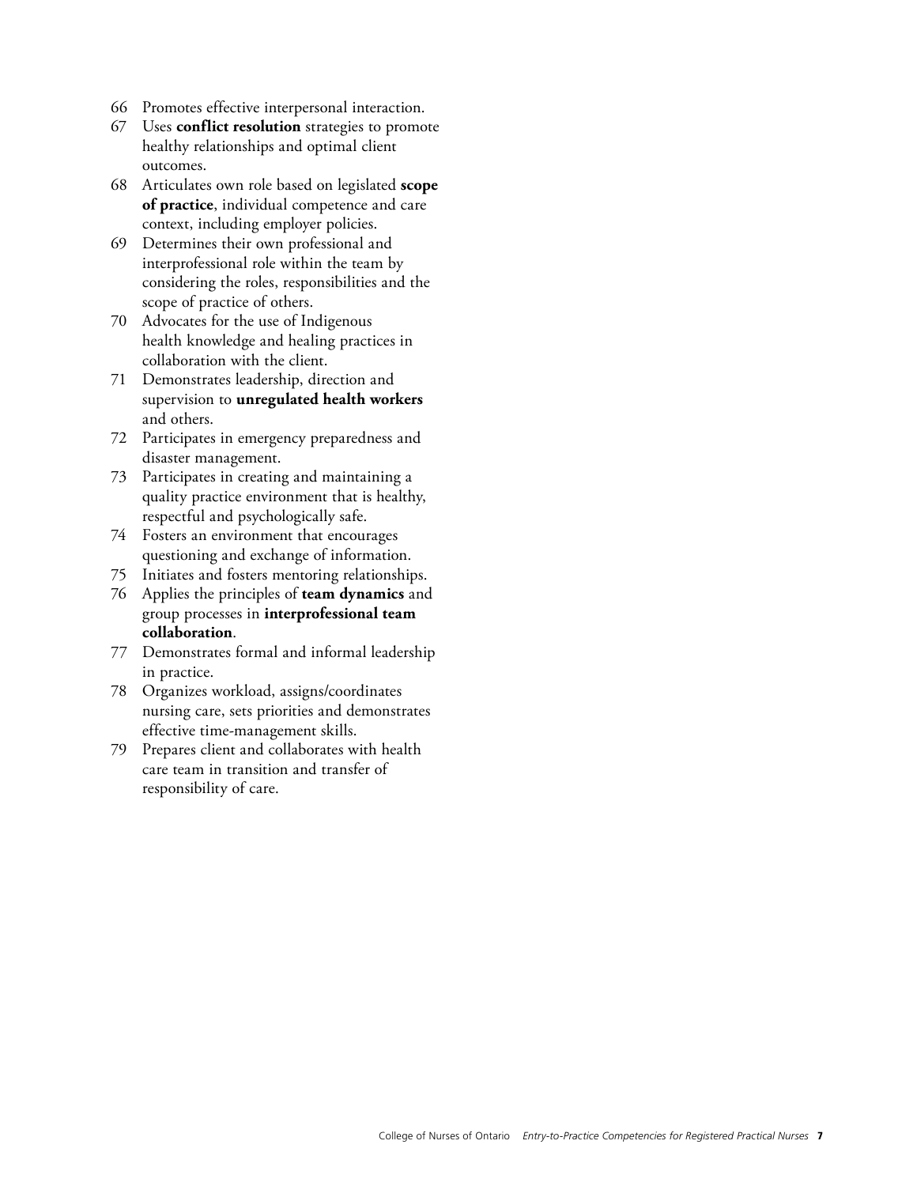66. Promotes effective interpersonal interaction.
67. Uses **conflict resolution** strategies to promote healthy relationships and optimal client outcomes.
68. Articulates own role based on legislated **scope of practice**, individual competence and care context, including employer policies.
69. Determines their own professional and interprofessional role within the team by considering the roles, responsibilities and the scope of practice of others.
70. Advocates for the use of Indigenous health knowledge and healing practices in collaboration with the client.
71. Demonstrates leadership, direction and supervision to **unregulated health workers** and others.
72. Participates in emergency preparedness and disaster management.
73. Participates in creating and maintaining a quality practice environment that is healthy, respectful and psychologically safe.
74. Fosters an environment that encourages questioning and exchange of information.
75. Initiates and fosters mentoring relationships.
76. Applies the principles of **team dynamics** and group processes in **interprofessional team collaboration**.
77. Demonstrates formal and informal leadership in practice.
78. Organizes workload, assigns/coordinates nursing care, sets priorities and demonstrates effective time-management skills.
79. Prepares client and collaborates with health care team in transition and transfer of responsibility of care.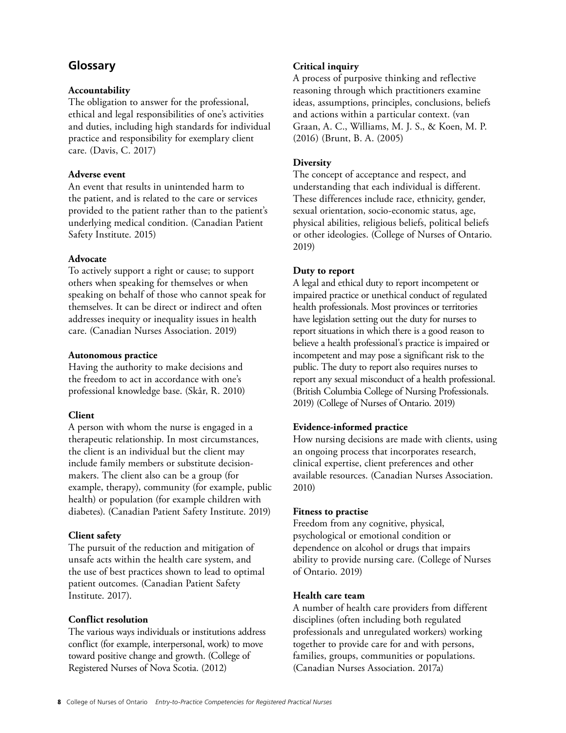## Glossary

**Accountability**
The obligation to answer for the professional, ethical and legal responsibilities of one's activities and duties, including high standards for individual practice and responsibility for exemplary client care. (Davis, C. 2017)

**Adverse event**
An event that results in unintended harm to the patient, and is related to the care or services provided to the patient rather than to the patient's underlying medical condition. (Canadian Patient Safety Institute. 2015)

**Advocate**
To actively support a right or cause; to support others when speaking for themselves or when speaking on behalf of those who cannot speak for themselves. It can be direct or indirect and often addresses inequity or inequality issues in health care. (Canadian Nurses Association. 2019)

**Autonomous practice**
Having the authority to make decisions and the freedom to act in accordance with one's professional knowledge base. (Skår, R. 2010)

**Client**
A person with whom the nurse is engaged in a therapeutic relationship. In most circumstances, the client is an individual but the client may include family members or substitute decision-makers. The client also can be a group (for example, therapy), community (for example, public health) or population (for example children with diabetes). (Canadian Patient Safety Institute. 2019)

**Client safety**
The pursuit of the reduction and mitigation of unsafe acts within the health care system, and the use of best practices shown to lead to optimal patient outcomes. (Canadian Patient Safety Institute. 2017).

**Conflict resolution**
The various ways individuals or institutions address conflict (for example, interpersonal, work) to move toward positive change and growth. (College of Registered Nurses of Nova Scotia. (2012)

**Critical inquiry**
A process of purposive thinking and reflective reasoning through which practitioners examine ideas, assumptions, principles, conclusions, beliefs and actions within a particular context. (van Graan, A. C., Williams, M. J. S., & Koen, M. P. (2016) (Brunt, B. A. (2005)

**Diversity**
The concept of acceptance and respect, and understanding that each individual is different. These differences include race, ethnicity, gender, sexual orientation, socio-economic status, age, physical abilities, religious beliefs, political beliefs or other ideologies. (College of Nurses of Ontario. 2019)

**Duty to report**
A legal and ethical duty to report incompetent or impaired practice or unethical conduct of regulated health professionals. Most provinces or territories have legislation setting out the duty for nurses to report situations in which there is a good reason to believe a health professional's practice is impaired or incompetent and may pose a significant risk to the public. The duty to report also requires nurses to report any sexual misconduct of a health professional. (British Columbia College of Nursing Professionals. 2019) (College of Nurses of Ontario. 2019)

**Evidence-informed practice**
How nursing decisions are made with clients, using an ongoing process that incorporates research, clinical expertise, client preferences and other available resources. (Canadian Nurses Association. 2010)

**Fitness to practise**
Freedom from any cognitive, physical, psychological or emotional condition or dependence on alcohol or drugs that impairs ability to provide nursing care. (College of Nurses of Ontario. 2019)

**Health care team**
A number of health care providers from different disciplines (often including both regulated professionals and unregulated workers) working together to provide care for and with persons, families, groups, communities or populations. (Canadian Nurses Association. 2017a)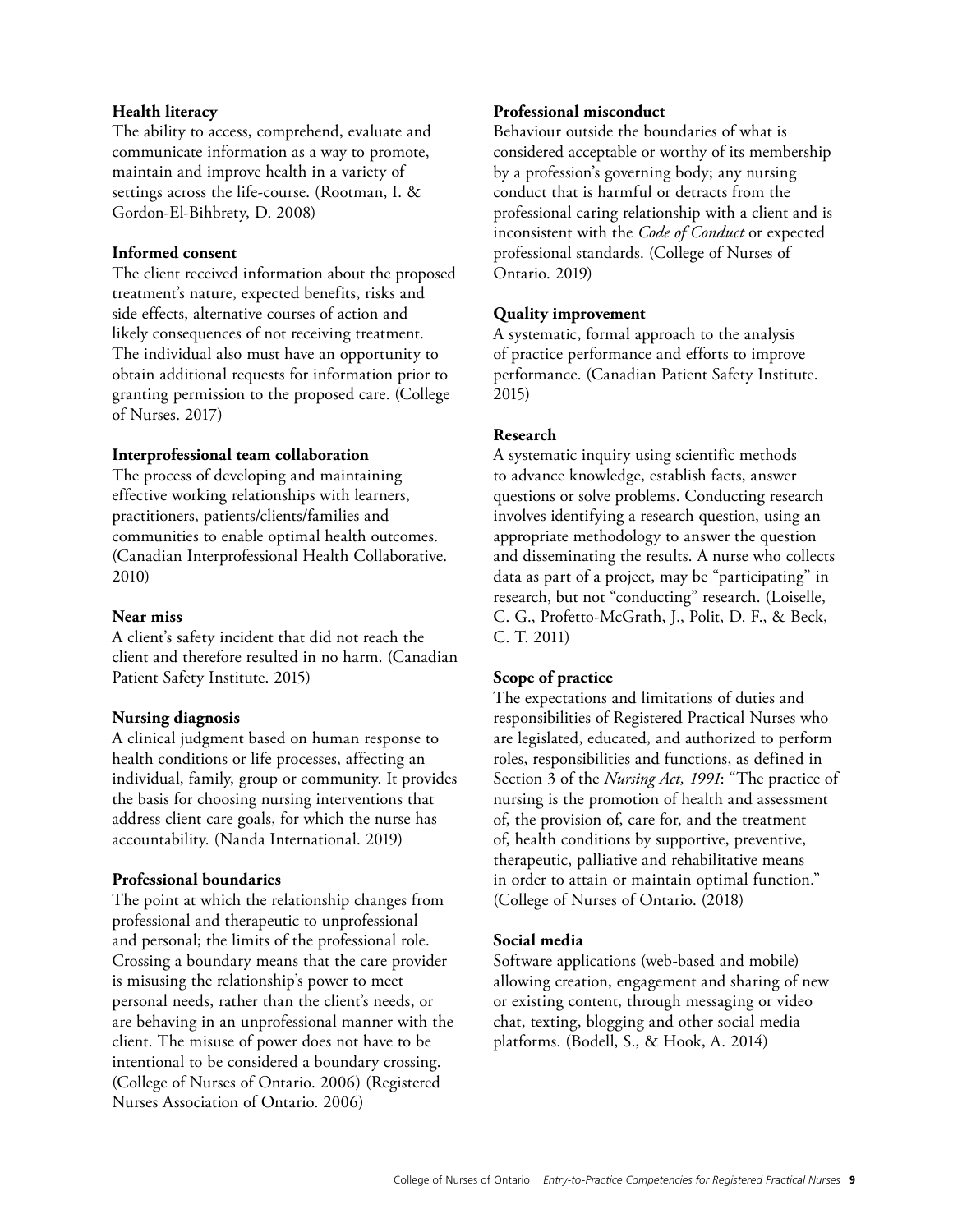**Health literacy**

The ability to access, comprehend, evaluate and communicate information as a way to promote, maintain and improve health in a variety of settings across the life-course. (Rootman, I. & Gordon-El-Bihbrety, D. 2008)

**Informed consent**

The client received information about the proposed treatment's nature, expected benefits, risks and side effects, alternative courses of action and likely consequences of not receiving treatment. The individual also must have an opportunity to obtain additional requests for information prior to granting permission to the proposed care. (College of Nurses. 2017)

**Interprofessional team collaboration**

The process of developing and maintaining effective working relationships with learners, practitioners, patients/clients/families and communities to enable optimal health outcomes. (Canadian Interprofessional Health Collaborative. 2010)

**Near miss**

A client's safety incident that did not reach the client and therefore resulted in no harm. (Canadian Patient Safety Institute. 2015)

**Nursing diagnosis**

A clinical judgment based on human response to health conditions or life processes, affecting an individual, family, group or community. It provides the basis for choosing nursing interventions that address client care goals, for which the nurse has accountability. (Nanda International. 2019)

**Professional boundaries**

The point at which the relationship changes from professional and therapeutic to unprofessional and personal; the limits of the professional role. Crossing a boundary means that the care provider is misusing the relationship's power to meet personal needs, rather than the client's needs, or are behaving in an unprofessional manner with the client. The misuse of power does not have to be intentional to be considered a boundary crossing. (College of Nurses of Ontario. 2006) (Registered Nurses Association of Ontario. 2006)

**Professional misconduct**

Behaviour outside the boundaries of what is considered acceptable or worthy of its membership by a profession's governing body; any nursing conduct that is harmful or detracts from the professional caring relationship with a client and is inconsistent with the *Code of Conduct* or expected professional standards. (College of Nurses of Ontario. 2019)

**Quality improvement**

A systematic, formal approach to the analysis of practice performance and efforts to improve performance. (Canadian Patient Safety Institute. 2015)

**Research**

A systematic inquiry using scientific methods to advance knowledge, establish facts, answer questions or solve problems. Conducting research involves identifying a research question, using an appropriate methodology to answer the question and disseminating the results. A nurse who collects data as part of a project, may be "participating" in research, but not "conducting" research. (Loiselle, C. G., Profetto-McGrath, J., Polit, D. F., & Beck, C. T. 2011)

**Scope of practice**

The expectations and limitations of duties and responsibilities of Registered Practical Nurses who are legislated, educated, and authorized to perform roles, responsibilities and functions, as defined in Section 3 of the *Nursing Act, 1991*: "The practice of nursing is the promotion of health and assessment of, the provision of, care for, and the treatment of, health conditions by supportive, preventive, therapeutic, palliative and rehabilitative means in order to attain or maintain optimal function." (College of Nurses of Ontario. (2018)

**Social media**

Software applications (web-based and mobile) allowing creation, engagement and sharing of new or existing content, through messaging or video chat, texting, blogging and other social media platforms. (Bodell, S., & Hook, A. 2014)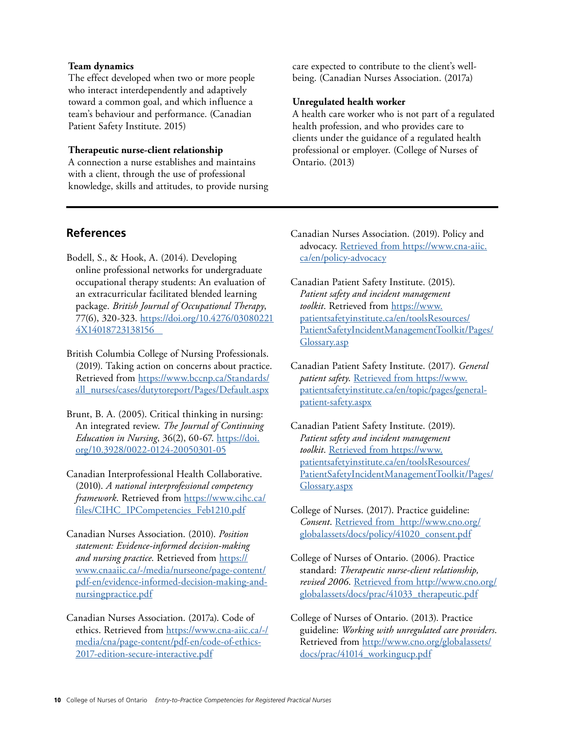**Team dynamics**
The effect developed when two or more people who interact interdependently and adaptively toward a common goal, and which influence a team's behaviour and performance. (Canadian Patient Safety Institute. 2015)

**Therapeutic nurse-client relationship**
A connection a nurse establishes and maintains with a client, through the use of professional knowledge, skills and attitudes, to provide nursing care expected to contribute to the client's well-being. (Canadian Nurses Association. (2017a)

**Unregulated health worker**
A health care worker who is not part of a regulated health profession, and who provides care to clients under the guidance of a regulated health professional or employer. (College of Nurses of Ontario. (2013)

## References

Bodell, S., & Hook, A. (2014). Developing online professional networks for undergraduate occupational therapy students: An evaluation of an extracurricular facilitated blended learning package. *British Journal of Occupational Therapy*, 77(6), 320-323. https://doi.org/10.4276/030802214X14018723138156

British Columbia College of Nursing Professionals. (2019). Taking action on concerns about practice. Retrieved from https://www.bccnp.ca/Standards/all_nurses/cases/dutytoreport/Pages/Default.aspx

Brunt, B. A. (2005). Critical thinking in nursing: An integrated review. *The Journal of Continuing Education in Nursing*, 36(2), 60-67. https://doi.org/10.3928/0022-0124-20050301-05

Canadian Interprofessional Health Collaborative. (2010). *A national interprofessional competency framework*. Retrieved from https://www.cihc.ca/files/CIHC_IPCompetencies_Feb1210.pdf

Canadian Nurses Association. (2010). *Position statement: Evidence-informed decision-making and nursing practice*. Retrieved from https://www.cnaaiic.ca/-/media/nurseone/page-content/pdf-en/evidence-informed-decision-making-and-nursingpractice.pdf

Canadian Nurses Association. (2017a). Code of ethics. Retrieved from https://www.cna-aiic.ca/-/media/cna/page-content/pdf-en/code-of-ethics-2017-edition-secure-interactive.pdf

Canadian Nurses Association. (2019). Policy and advocacy. Retrieved from https://www.cna-aiic.ca/en/policy-advocacy

Canadian Patient Safety Institute. (2015). *Patient safety and incident management toolkit*. Retrieved from https://www.patientsafetyinstitute.ca/en/toolsResources/PatientSafetyIncidentManagementToolkit/Pages/Glossary.asp

Canadian Patient Safety Institute. (2017). *General patient safety*. Retrieved from https://www.patientsafetyinstitute.ca/en/topic/pages/general-patient-safety.aspx

Canadian Patient Safety Institute. (2019). *Patient safety and incident management toolkit*. Retrieved from https://www.patientsafetyinstitute.ca/en/toolsResources/PatientSafetyIncidentManagementToolkit/Pages/Glossary.aspx

College of Nurses. (2017). Practice guideline: *Consent*. Retrieved from http://www.cno.org/globalassets/docs/policy/41020_consent.pdf

College of Nurses of Ontario. (2006). Practice standard: *Therapeutic nurse-client relationship, revised 2006*. Retrieved from http://www.cno.org/globalassets/docs/prac/41033_therapeutic.pdf

College of Nurses of Ontario. (2013). Practice guideline: *Working with unregulated care providers*. Retrieved from http://www.cno.org/globalassets/docs/prac/41014_workingucp.pdf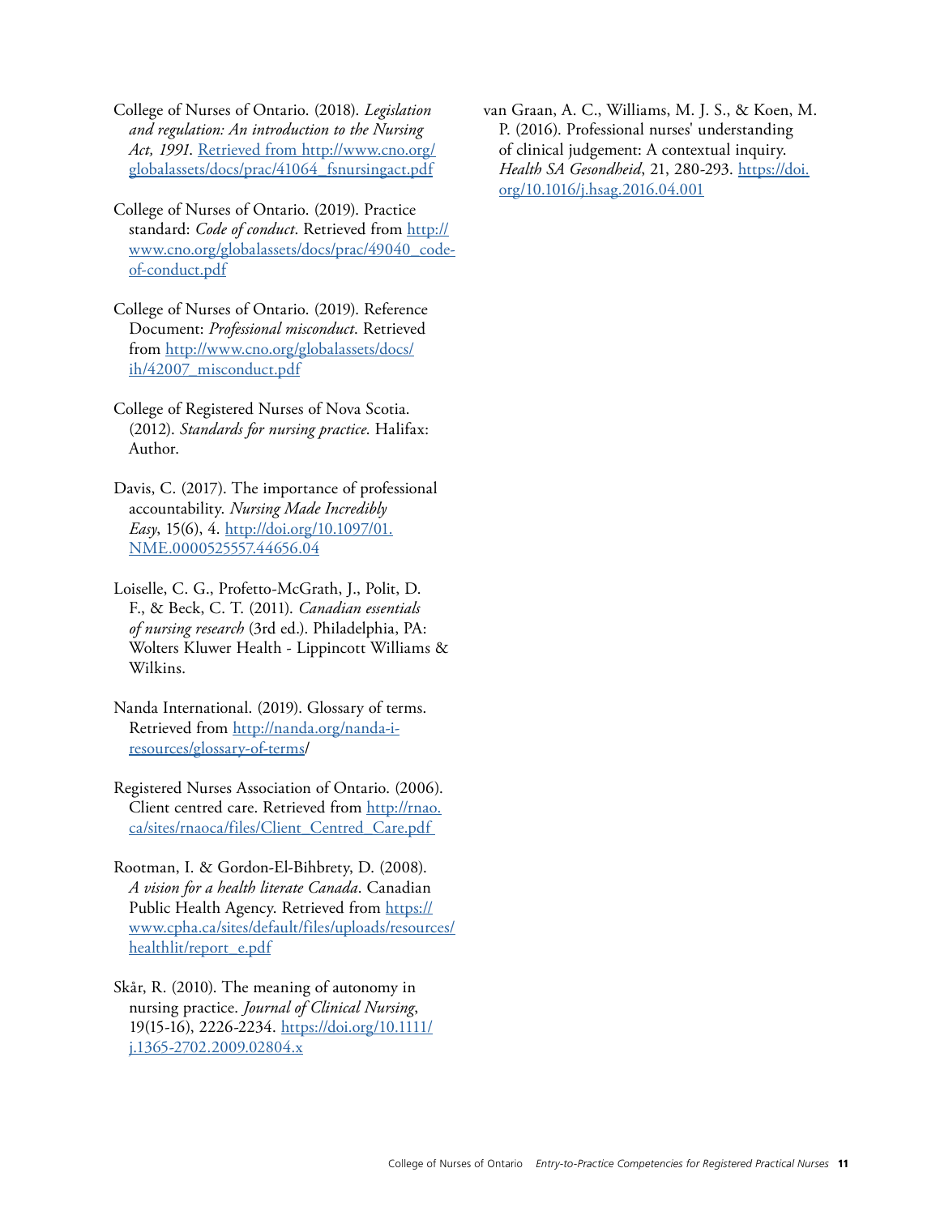College of Nurses of Ontario. (2018). *Legislation and regulation: An introduction to the Nursing Act, 1991*. Retrieved from http://www.cno.org/globalassets/docs/prac/41064_fsnursingact.pdf

College of Nurses of Ontario. (2019). Practice standard: *Code of conduct*. Retrieved from http://www.cno.org/globalassets/docs/prac/49040_code-of-conduct.pdf

College of Nurses of Ontario. (2019). Reference Document: *Professional misconduct*. Retrieved from http://www.cno.org/globalassets/docs/ih/42007_misconduct.pdf

College of Registered Nurses of Nova Scotia. (2012). *Standards for nursing practice*. Halifax: Author.

Davis, C. (2017). The importance of professional accountability. *Nursing Made Incredibly Easy*, 15(6), 4. http://doi.org/10.1097/01.NME.0000525557.44656.04

Loiselle, C. G., Profetto-McGrath, J., Polit, D. F., & Beck, C. T. (2011). *Canadian essentials of nursing research* (3rd ed.). Philadelphia, PA: Wolters Kluwer Health - Lippincott Williams & Wilkins.

Nanda International. (2019). Glossary of terms. Retrieved from http://nanda.org/nanda-i-resources/glossary-of-terms/

Registered Nurses Association of Ontario. (2006). Client centred care. Retrieved from http://rnao.ca/sites/rnaoca/files/Client_Centred_Care.pdf

Rootman, I. & Gordon-El-Bihbrety, D. (2008). *A vision for a health literate Canada*. Canadian Public Health Agency. Retrieved from https://www.cpha.ca/sites/default/files/uploads/resources/healthlit/report_e.pdf

Skår, R. (2010). The meaning of autonomy in nursing practice. *Journal of Clinical Nursing*, 19(15-16), 2226-2234. https://doi.org/10.1111/j.1365-2702.2009.02804.x

van Graan, A. C., Williams, M. J. S., & Koen, M. P. (2016). Professional nurses' understanding of clinical judgement: A contextual inquiry. *Health SA Gesondheid*, 21, 280-293. https://doi.org/10.1016/j.hsag.2016.04.001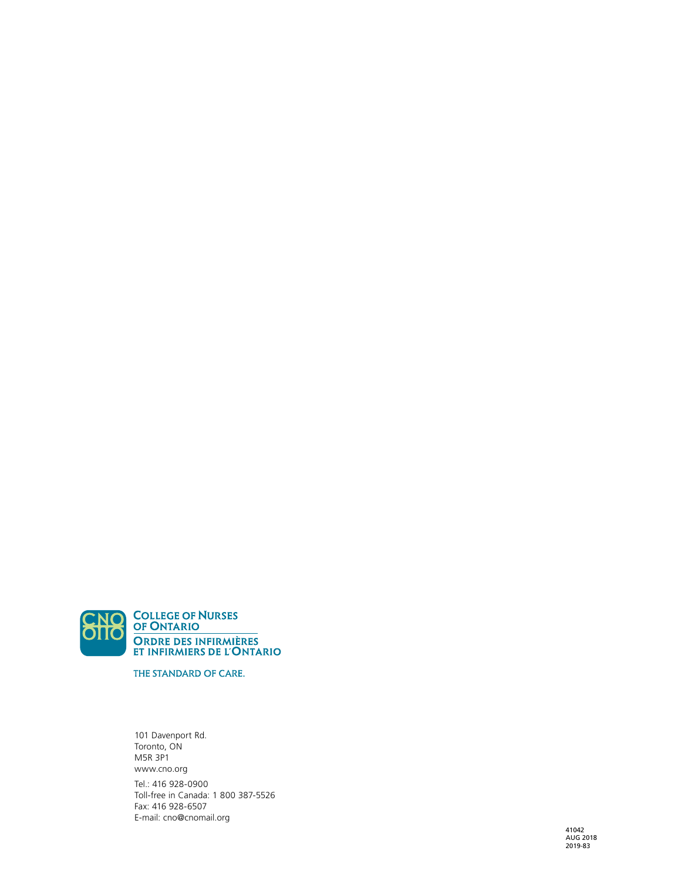CNO
OIIO

COLLEGE OF NURSES
OF ONTARIO

ORDRE DES INFIRMIÈRES
ET INFIRMIERS DE L'ONTARIO

THE STANDARD OF CARE.

101 Davenport Rd.
Toronto, ON
M5R 3P1
www.cno.org

Tel.: 416 928-0900
Toll-free in Canada: 1 800 387-5526
Fax: 416 928-6507
E-mail: cno@cnomail.org

41042
AUG 2018
2019-83